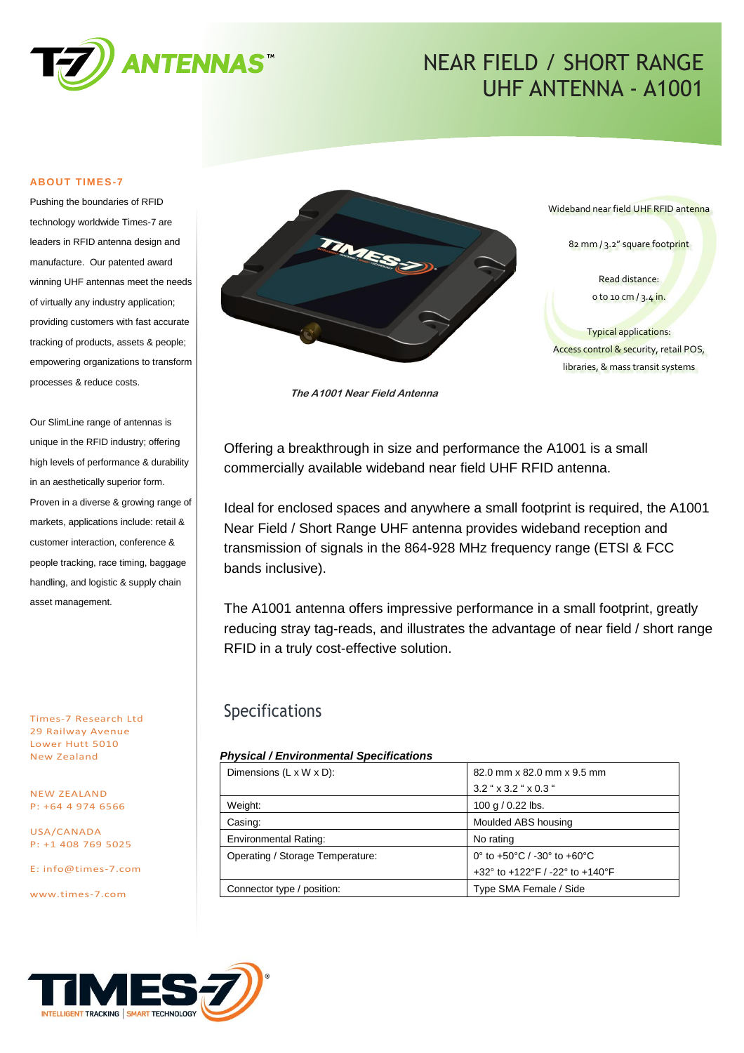# NEAR FIELD / SHORT RANGE UHF ANTENNA - A1001

## ABOUT TIMES-7

Pushing the boundaries of RFID technology worldwide Times-7 are leaders in RFID antenna design and manufacture. Our patented award winning UHF antennas meet the needs of virtually any industry application; providing customers with fast accurate tracking of products, assets & people; empowering organizations to transform processes & reduce costs.

Our SlimLine range of antennas is unique in the RFID industry; offering high levels of performance & durability in an aesthetically superior form. Proven in a diverse & growing range of markets, applications include: retail & customer interaction, conference & people tracking, race timing, baggage handling, and logistic & supply chain asset management.

Times-7 Research Ltd
29 Railway Avenue
Lower Hutt 5010
New Zealand

NEW ZEALAND
P: +64 4 974 6566

USA/CANADA
P: +1 408 769 5025

E: info@times-7.com

www.times-7.com

***The A1001 Near Field Antenna***

Wideband near field UHF RFID antenna

82 mm / 3.2" square footprint

Read distance:
0 to 10 cm / 3.4 in.

Typical applications:
Access control & security, retail POS, libraries, & mass transit systems

Offering a breakthrough in size and performance the A1001 is a small commercially available wideband near field UHF RFID antenna.

Ideal for enclosed spaces and anywhere a small footprint is required, the A1001 Near Field / Short Range UHF antenna provides wideband reception and transmission of signals in the 864-928 MHz frequency range (ETSI & FCC bands inclusive).

The A1001 antenna offers impressive performance in a small footprint, greatly reducing stray tag-reads, and illustrates the advantage of near field / short range RFID in a truly cost-effective solution.

## Specifications

***Physical / Environmental Specifications***

| | |
|---|---|
| Dimensions (L x W x D): | 82.0 mm x 82.0 mm x 9.5 mm<br>3.2 " x 3.2 " x 0.3 " |
| Weight: | 100 g / 0.22 lbs. |
| Casing: | Moulded ABS housing |
| Environmental Rating: | No rating |
| Operating / Storage Temperature: | 0° to +50°C / -30° to +60°C<br>+32° to +122°F / -22° to +140°F |
| Connector type / position: | Type SMA Female / Side |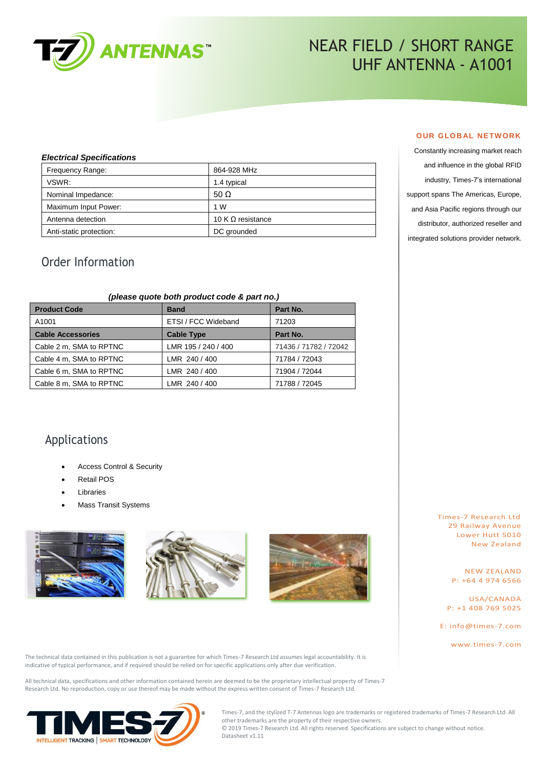# NEAR FIELD / SHORT RANGE UHF ANTENNA - A1001

***Electrical Specifications***

| | |
|---|---|
| Frequency Range: | 864-928 MHz |
| VSWR: | 1.4 typical |
| Nominal Impedance: | 50 Ω |
| Maximum Input Power: | 1 W |
| Antenna detection | 10 K Ω resistance |
| Anti-static protection: | DC grounded |

## Order Information

***(please quote both product code & part no.)***

| **Product Code** | **Band** | **Part No.** |
|---|---|---|
| A1001 | ETSI / FCC Wideband | 71203 |
| **Cable Accessories** | **Cable Type** | **Part No.** |
| Cable 2 m, SMA to RPTNC | LMR 195 / 240 / 400 | 71436 / 71782 / 72042 |
| Cable 4 m, SMA to RPTNC | LMR 240 / 400 | 71784 / 72043 |
| Cable 6 m, SMA to RPTNC | LMR 240 / 400 | 71904 / 72044 |
| Cable 8 m, SMA to RPTNC | LMR 240 / 400 | 71788 / 72045 |

## Applications

- Access Control & Security
- Retail POS
- Libraries
- Mass Transit Systems

**OUR GLOBAL NETWORK**

Constantly increasing market reach and influence in the global RFID industry, Times-7's international support spans The Americas, Europe, and Asia Pacific regions through our distributor, authorized reseller and integrated solutions provider network.

Times-7 Research Ltd
29 Railway Avenue
Lower Hutt 5010
New Zealand

NEW ZEALAND
P: +64 4 974 6566

USA/CANADA
P: +1 408 769 5025

E: info@times-7.com

www.times-7.com

The technical data contained in this publication is not a guarantee for which Times-7 Research Ltd assumes legal accountability. It is indicative of typical performance, and if required should be relied on for specific applications only after due verification.

All technical data, specifications and other information contained herein are deemed to be the proprietary intellectual property of Times-7 Research Ltd. No reproduction, copy or use thereof may be made without the express written consent of Times-7 Research Ltd.

Times-7, and the stylized T-7 Antennas logo are trademarks or registered trademarks of Times-7 Research Ltd. All other trademarks are the property of their respective owners.
© 2019 Times-7 Research Ltd. All rights reserved. Specifications are subject to change without notice.
Datasheet v1.11